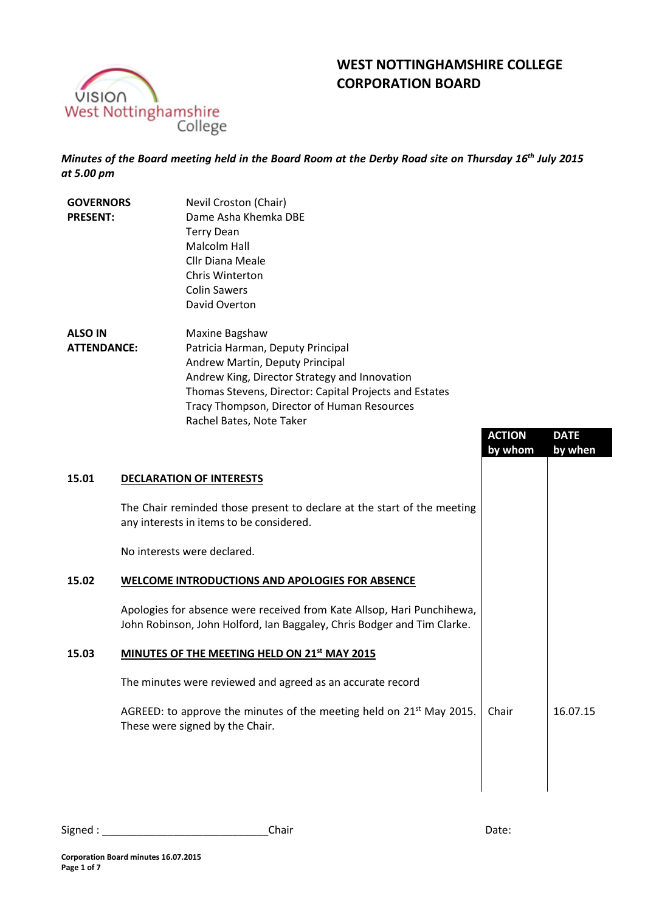# WEST NOTTINGHAMSHIRE COLLEGE CORPORATION BOARD

*Minutes of the Board meeting held in the Board Room at the Derby Road site on Thursday 16th July 2015 at 5.00 pm*

**GOVERNORS PRESENT:**
Nevil Croston (Chair)
Dame Asha Khemka DBE
Terry Dean
Malcolm Hall
Cllr Diana Meale
Chris Winterton
Colin Sawers
David Overton

**ALSO IN ATTENDANCE:**
Maxine Bagshaw
Patricia Harman, Deputy Principal
Andrew Martin, Deputy Principal
Andrew King, Director Strategy and Innovation
Thomas Stevens, Director: Capital Projects and Estates
Tracy Thompson, Director of Human Resources
Rachel Bates, Note Taker

| | | ACTION by whom | DATE by when |
|---|---|---|---|
| **15.01** | **DECLARATION OF INTERESTS** | | |
| | The Chair reminded those present to declare at the start of the meeting any interests in items to be considered. | | |
| | No interests were declared. | | |
| **15.02** | **WELCOME INTRODUCTIONS AND APOLOGIES FOR ABSENCE** | | |
| | Apologies for absence were received from Kate Allsop, Hari Punchihewa, John Robinson, John Holford, Ian Baggaley, Chris Bodger and Tim Clarke. | | |
| **15.03** | **MINUTES OF THE MEETING HELD ON 21st MAY 2015** | | |
| | The minutes were reviewed and agreed as an accurate record | | |
| | AGREED: to approve the minutes of the meeting held on 21st May 2015. These were signed by the Chair. | Chair | 16.07.15 |

Signed : ____________________________Chair Date: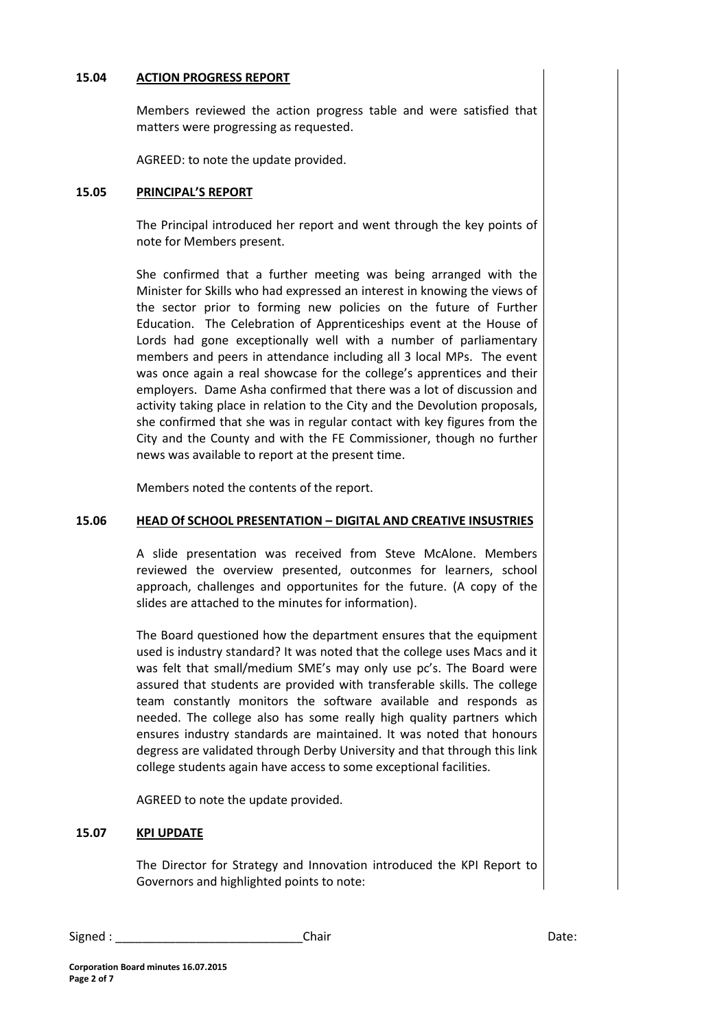## 15.04 ACTION PROGRESS REPORT

Members reviewed the action progress table and were satisfied that matters were progressing as requested.

AGREED: to note the update provided.

## 15.05 PRINCIPAL'S REPORT

The Principal introduced her report and went through the key points of note for Members present.

She confirmed that a further meeting was being arranged with the Minister for Skills who had expressed an interest in knowing the views of the sector prior to forming new policies on the future of Further Education. The Celebration of Apprenticeships event at the House of Lords had gone exceptionally well with a number of parliamentary members and peers in attendance including all 3 local MPs. The event was once again a real showcase for the college's apprentices and their employers. Dame Asha confirmed that there was a lot of discussion and activity taking place in relation to the City and the Devolution proposals, she confirmed that she was in regular contact with key figures from the City and the County and with the FE Commissioner, though no further news was available to report at the present time.

Members noted the contents of the report.

## 15.06 HEAD Of SCHOOL PRESENTATION – DIGITAL AND CREATIVE INSUSTRIES

A slide presentation was received from Steve McAlone. Members reviewed the overview presented, outconmes for learners, school approach, challenges and opportunites for the future. (A copy of the slides are attached to the minutes for information).

The Board questioned how the department ensures that the equipment used is industry standard? It was noted that the college uses Macs and it was felt that small/medium SME's may only use pc's. The Board were assured that students are provided with transferable skills. The college team constantly monitors the software available and responds as needed. The college also has some really high quality partners which ensures industry standards are maintained. It was noted that honours degress are validated through Derby University and that through this link college students again have access to some exceptional facilities.

AGREED to note the update provided.

## 15.07 KPI UPDATE

The Director for Strategy and Innovation introduced the KPI Report to Governors and highlighted points to note:

Signed : ____________________________Chair Date: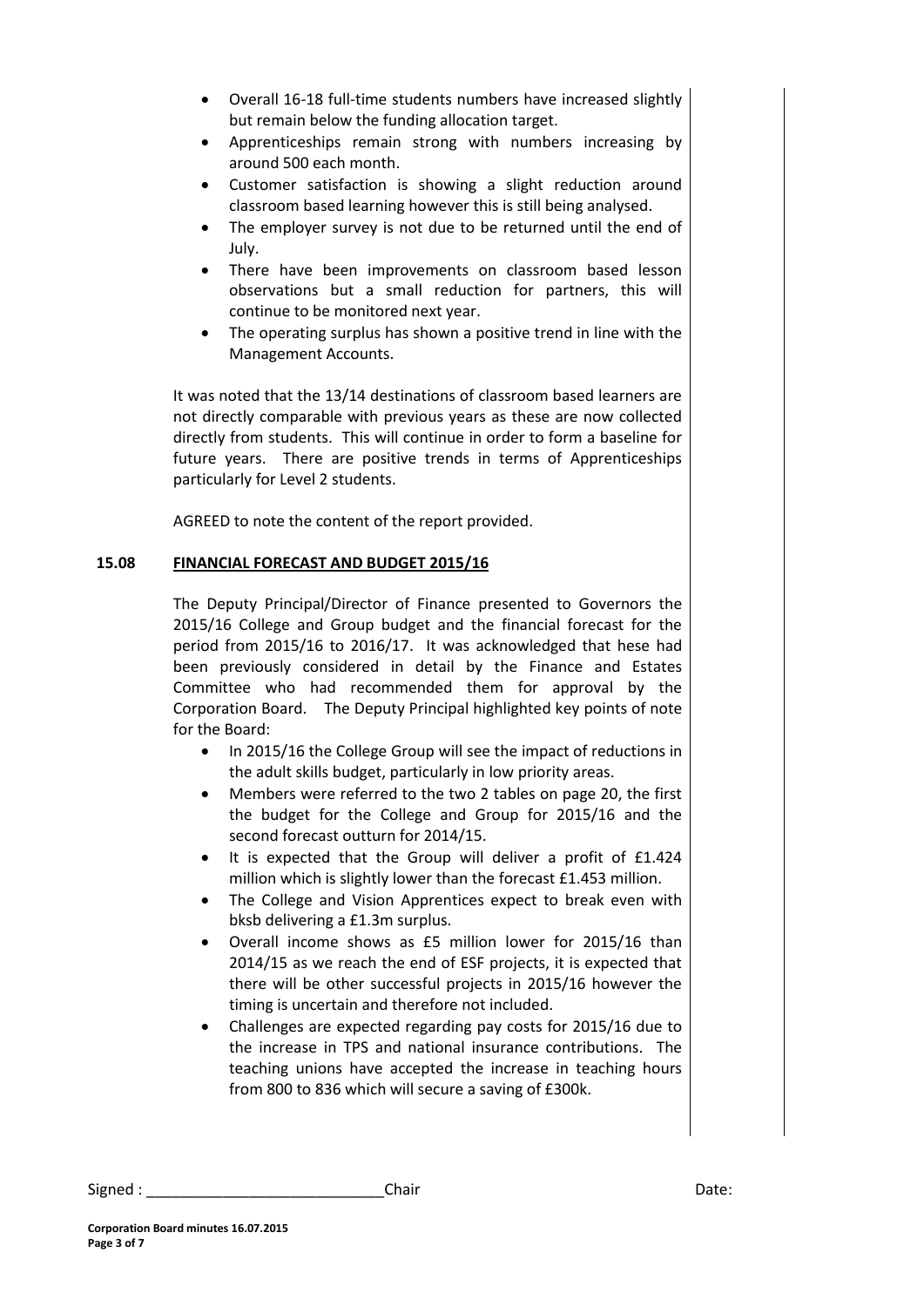- Overall 16-18 full-time students numbers have increased slightly but remain below the funding allocation target.
- Apprenticeships remain strong with numbers increasing by around 500 each month.
- Customer satisfaction is showing a slight reduction around classroom based learning however this is still being analysed.
- The employer survey is not due to be returned until the end of July.
- There have been improvements on classroom based lesson observations but a small reduction for partners, this will continue to be monitored next year.
- The operating surplus has shown a positive trend in line with the Management Accounts.

It was noted that the 13/14 destinations of classroom based learners are not directly comparable with previous years as these are now collected directly from students. This will continue in order to form a baseline for future years. There are positive trends in terms of Apprenticeships particularly for Level 2 students.

AGREED to note the content of the report provided.

**15.08** **FINANCIAL FORECAST AND BUDGET 2015/16**

The Deputy Principal/Director of Finance presented to Governors the 2015/16 College and Group budget and the financial forecast for the period from 2015/16 to 2016/17. It was acknowledged that hese had been previously considered in detail by the Finance and Estates Committee who had recommended them for approval by the Corporation Board. The Deputy Principal highlighted key points of note for the Board:

- In 2015/16 the College Group will see the impact of reductions in the adult skills budget, particularly in low priority areas.
- Members were referred to the two 2 tables on page 20, the first the budget for the College and Group for 2015/16 and the second forecast outturn for 2014/15.
- It is expected that the Group will deliver a profit of £1.424 million which is slightly lower than the forecast £1.453 million.
- The College and Vision Apprentices expect to break even with bksb delivering a £1.3m surplus.
- Overall income shows as £5 million lower for 2015/16 than 2014/15 as we reach the end of ESF projects, it is expected that there will be other successful projects in 2015/16 however the timing is uncertain and therefore not included.
- Challenges are expected regarding pay costs for 2015/16 due to the increase in TPS and national insurance contributions. The teaching unions have accepted the increase in teaching hours from 800 to 836 which will secure a saving of £300k.

Signed : ____________________________Chair Date: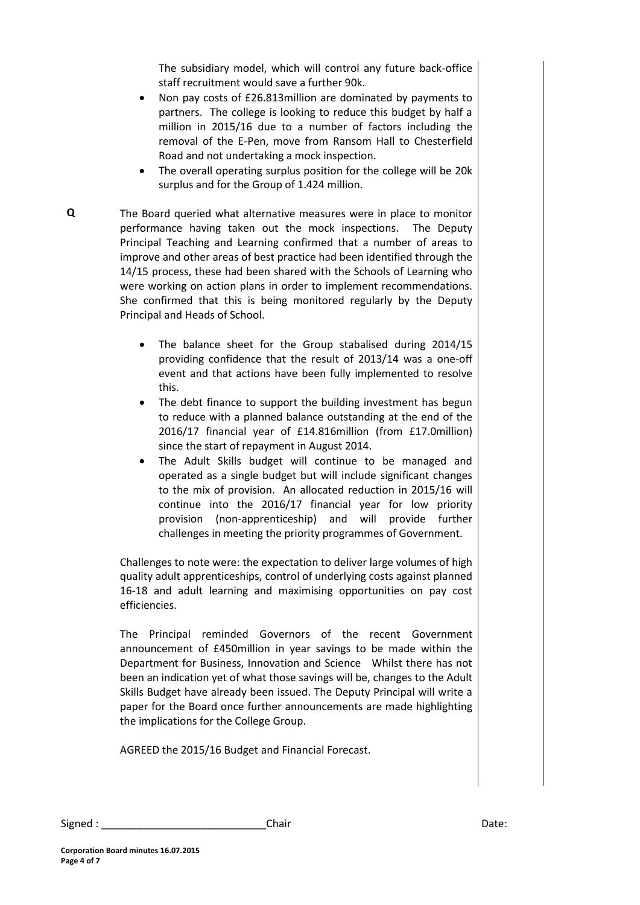The subsidiary model, which will control any future back-office staff recruitment would save a further 90k.

- Non pay costs of £26.813million are dominated by payments to partners. The college is looking to reduce this budget by half a million in 2015/16 due to a number of factors including the removal of the E-Pen, move from Ransom Hall to Chesterfield Road and not undertaking a mock inspection.
- The overall operating surplus position for the college will be 20k surplus and for the Group of 1.424 million.

**Q** The Board queried what alternative measures were in place to monitor performance having taken out the mock inspections. The Deputy Principal Teaching and Learning confirmed that a number of areas to improve and other areas of best practice had been identified through the 14/15 process, these had been shared with the Schools of Learning who were working on action plans in order to implement recommendations. She confirmed that this is being monitored regularly by the Deputy Principal and Heads of School.

- The balance sheet for the Group stabalised during 2014/15 providing confidence that the result of 2013/14 was a one-off event and that actions have been fully implemented to resolve this.
- The debt finance to support the building investment has begun to reduce with a planned balance outstanding at the end of the 2016/17 financial year of £14.816million (from £17.0million) since the start of repayment in August 2014.
- The Adult Skills budget will continue to be managed and operated as a single budget but will include significant changes to the mix of provision. An allocated reduction in 2015/16 will continue into the 2016/17 financial year for low priority provision (non-apprenticeship) and will provide further challenges in meeting the priority programmes of Government.

Challenges to note were: the expectation to deliver large volumes of high quality adult apprenticeships, control of underlying costs against planned 16-18 and adult learning and maximising opportunities on pay cost efficiencies.

The Principal reminded Governors of the recent Government announcement of £450million in year savings to be made within the Department for Business, Innovation and Science Whilst there has not been an indication yet of what those savings will be, changes to the Adult Skills Budget have already been issued. The Deputy Principal will write a paper for the Board once further announcements are made highlighting the implications for the College Group.

AGREED the 2015/16 Budget and Financial Forecast.

Signed : ____________________________Chair Date:

**Corporation Board minutes 16.07.2015**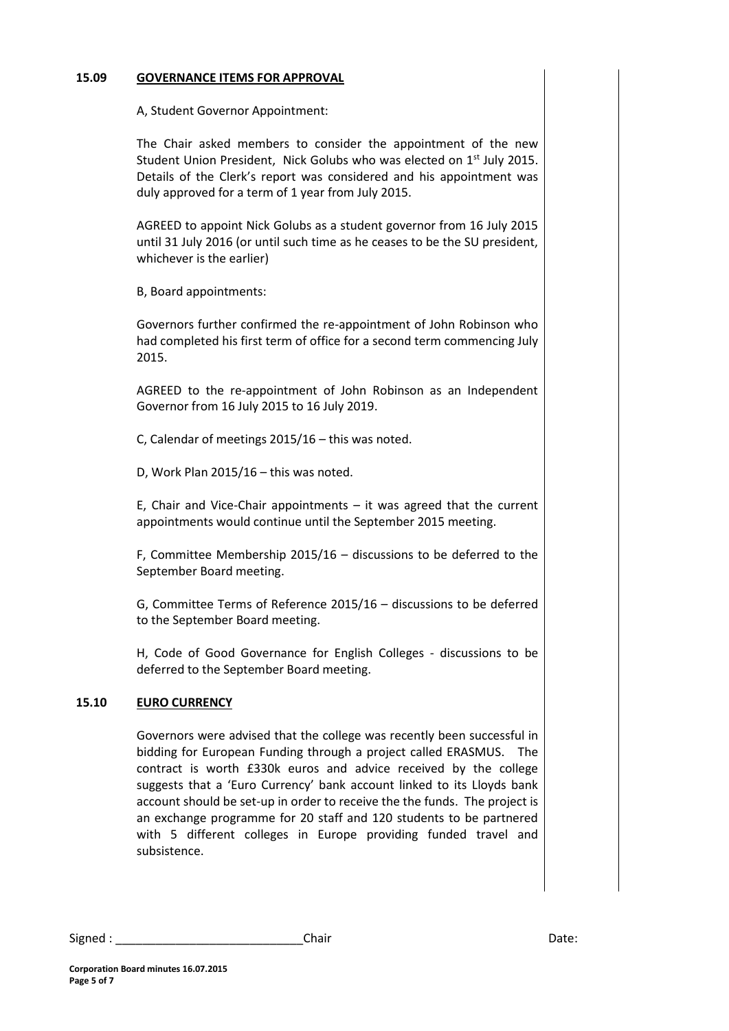## 15.09 GOVERNANCE ITEMS FOR APPROVAL

A, Student Governor Appointment:

The Chair asked members to consider the appointment of the new Student Union President, Nick Golubs who was elected on 1st July 2015. Details of the Clerk's report was considered and his appointment was duly approved for a term of 1 year from July 2015.

AGREED to appoint Nick Golubs as a student governor from 16 July 2015 until 31 July 2016 (or until such time as he ceases to be the SU president, whichever is the earlier)

B, Board appointments:

Governors further confirmed the re-appointment of John Robinson who had completed his first term of office for a second term commencing July 2015.

AGREED to the re-appointment of John Robinson as an Independent Governor from 16 July 2015 to 16 July 2019.

C, Calendar of meetings 2015/16 – this was noted.

D, Work Plan 2015/16 – this was noted.

E, Chair and Vice-Chair appointments – it was agreed that the current appointments would continue until the September 2015 meeting.

F, Committee Membership 2015/16 – discussions to be deferred to the September Board meeting.

G, Committee Terms of Reference 2015/16 – discussions to be deferred to the September Board meeting.

H, Code of Good Governance for English Colleges - discussions to be deferred to the September Board meeting.

## 15.10 EURO CURRENCY

Governors were advised that the college was recently been successful in bidding for European Funding through a project called ERASMUS. The contract is worth £330k euros and advice received by the college suggests that a 'Euro Currency' bank account linked to its Lloyds bank account should be set-up in order to receive the the funds. The project is an exchange programme for 20 staff and 120 students to be partnered with 5 different colleges in Europe providing funded travel and subsistence.

Signed : \_\_\_\_\_\_\_\_\_\_\_\_\_\_\_\_\_\_\_\_\_\_\_\_\_\_\_\_ Chair Date:

**Corporation Board minutes 16.07.2015**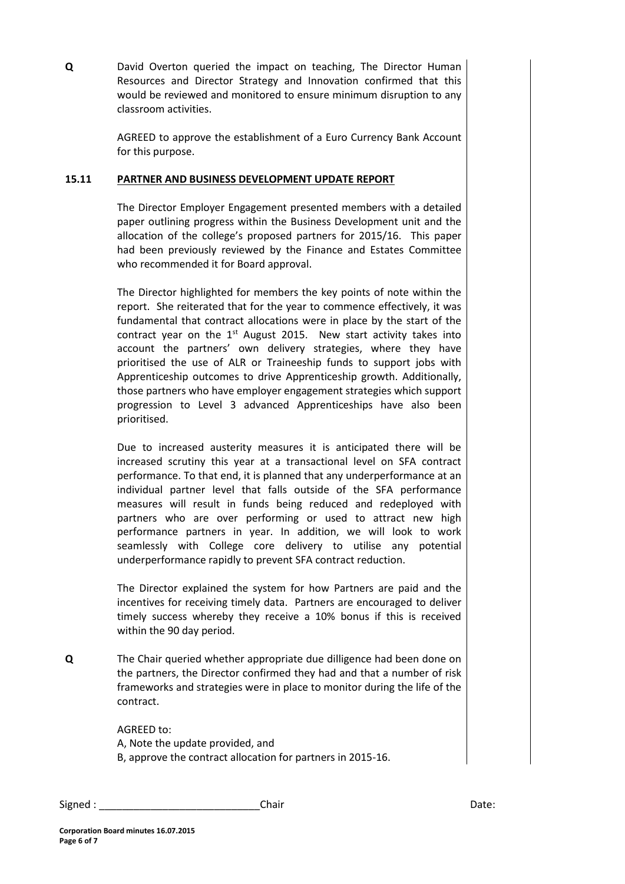**Q** David Overton queried the impact on teaching, The Director Human Resources and Director Strategy and Innovation confirmed that this would be reviewed and monitored to ensure minimum disruption to any classroom activities.

AGREED to approve the establishment of a Euro Currency Bank Account for this purpose.

**15.11 PARTNER AND BUSINESS DEVELOPMENT UPDATE REPORT**

The Director Employer Engagement presented members with a detailed paper outlining progress within the Business Development unit and the allocation of the college's proposed partners for 2015/16. This paper had been previously reviewed by the Finance and Estates Committee who recommended it for Board approval.

The Director highlighted for members the key points of note within the report. She reiterated that for the year to commence effectively, it was fundamental that contract allocations were in place by the start of the contract year on the 1st August 2015. New start activity takes into account the partners' own delivery strategies, where they have prioritised the use of ALR or Traineeship funds to support jobs with Apprenticeship outcomes to drive Apprenticeship growth. Additionally, those partners who have employer engagement strategies which support progression to Level 3 advanced Apprenticeships have also been prioritised.

Due to increased austerity measures it is anticipated there will be increased scrutiny this year at a transactional level on SFA contract performance. To that end, it is planned that any underperformance at an individual partner level that falls outside of the SFA performance measures will result in funds being reduced and redeployed with partners who are over performing or used to attract new high performance partners in year. In addition, we will look to work seamlessly with College core delivery to utilise any potential underperformance rapidly to prevent SFA contract reduction.

The Director explained the system for how Partners are paid and the incentives for receiving timely data. Partners are encouraged to deliver timely success whereby they receive a 10% bonus if this is received within the 90 day period.

**Q** The Chair queried whether appropriate due dilligence had been done on the partners, the Director confirmed they had and that a number of risk frameworks and strategies were in place to monitor during the life of the contract.

AGREED to:
A, Note the update provided, and
B, approve the contract allocation for partners in 2015-16.

Signed : ____________________________Chair Date:

**Corporation Board minutes 16.07.2015**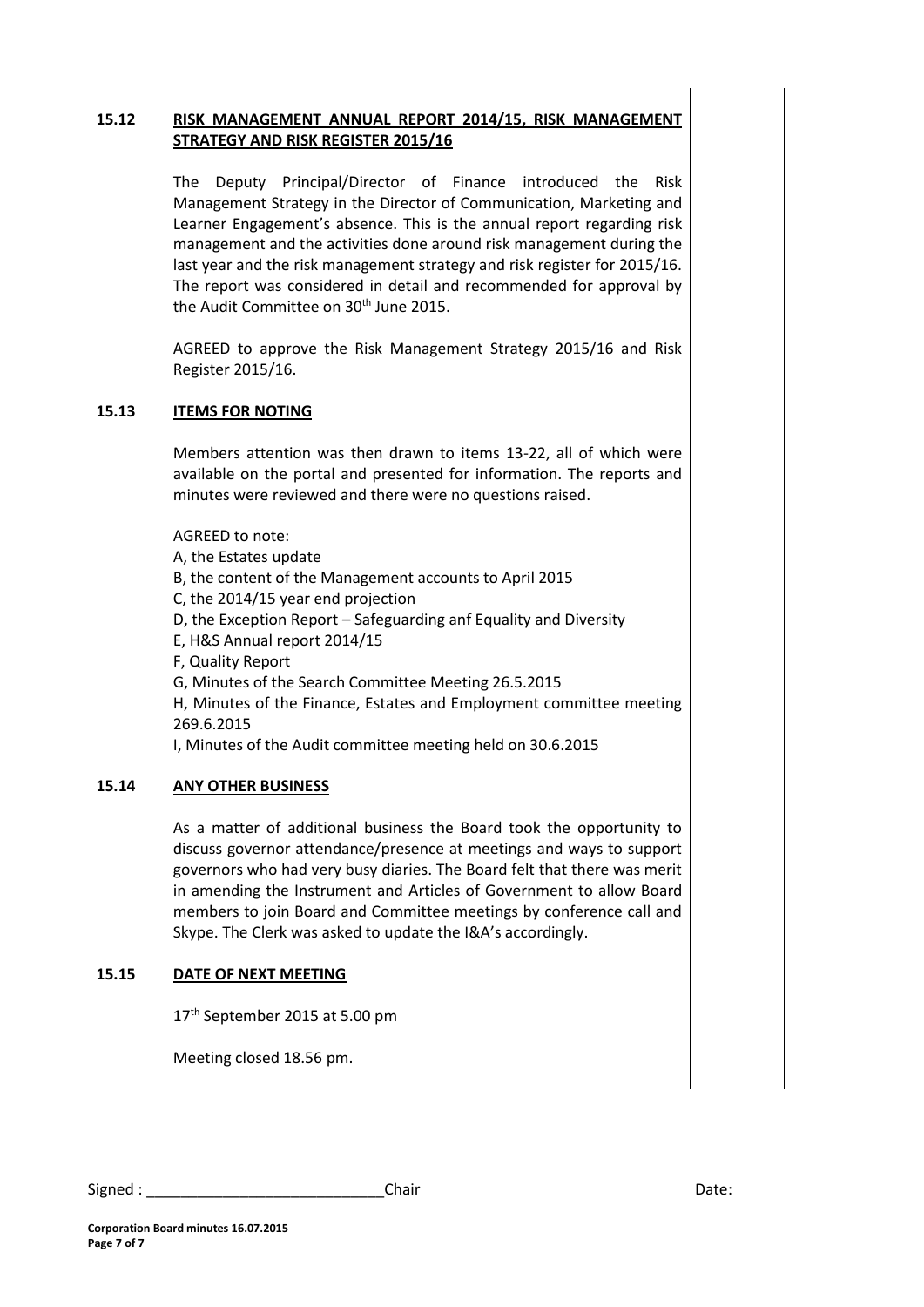**15.12 RISK MANAGEMENT ANNUAL REPORT 2014/15, RISK MANAGEMENT STRATEGY AND RISK REGISTER 2015/16**

The Deputy Principal/Director of Finance introduced the Risk Management Strategy in the Director of Communication, Marketing and Learner Engagement's absence. This is the annual report regarding risk management and the activities done around risk management during the last year and the risk management strategy and risk register for 2015/16. The report was considered in detail and recommended for approval by the Audit Committee on 30th June 2015.

AGREED to approve the Risk Management Strategy 2015/16 and Risk Register 2015/16.

**15.13 ITEMS FOR NOTING**

Members attention was then drawn to items 13-22, all of which were available on the portal and presented for information. The reports and minutes were reviewed and there were no questions raised.

AGREED to note:

A, the Estates update
B, the content of the Management accounts to April 2015
C, the 2014/15 year end projection
D, the Exception Report – Safeguarding anf Equality and Diversity
E, H&S Annual report 2014/15
F, Quality Report
G, Minutes of the Search Committee Meeting 26.5.2015
H, Minutes of the Finance, Estates and Employment committee meeting 269.6.2015
I, Minutes of the Audit committee meeting held on 30.6.2015

**15.14 ANY OTHER BUSINESS**

As a matter of additional business the Board took the opportunity to discuss governor attendance/presence at meetings and ways to support governors who had very busy diaries. The Board felt that there was merit in amending the Instrument and Articles of Government to allow Board members to join Board and Committee meetings by conference call and Skype. The Clerk was asked to update the I&A's accordingly.

**15.15 DATE OF NEXT MEETING**

17th September 2015 at 5.00 pm

Meeting closed 18.56 pm.

Signed : ____________________________Chair Date:

**Corporation Board minutes 16.07.2015**